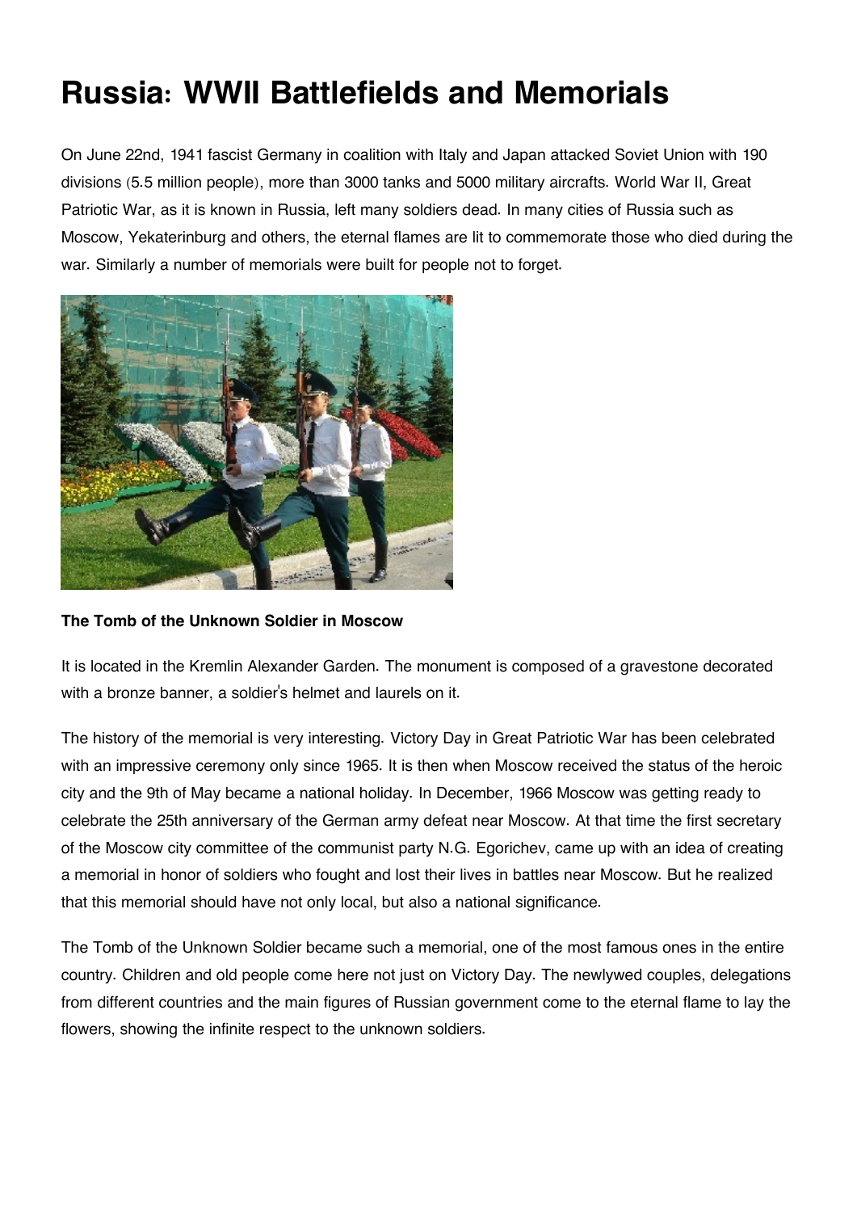# Russia: WWII Battlefields and Memorials

On June 22nd, 1941 fascist Germany in coalition with Italy and Japan attacked Soviet Union with 190 divisions (5.5 million people), more than 3000 tanks and 5000 military aircrafts. World War II, Great Patriotic War, as it is known in Russia, left many soldiers dead. In many cities of Russia such as Moscow, Yekaterinburg and others, the eternal flames are lit to commemorate those who died during the war. Similarly a number of memorials were built for people not to forget.

**The Tomb of the Unknown Soldier in Moscow**

It is located in the Kremlin Alexander Garden. The monument is composed of a gravestone decorated with a bronze banner, a soldier's helmet and laurels on it.

The history of the memorial is very interesting. Victory Day in Great Patriotic War has been celebrated with an impressive ceremony only since 1965. It is then when Moscow received the status of the heroic city and the 9th of May became a national holiday. In December, 1966 Moscow was getting ready to celebrate the 25th anniversary of the German army defeat near Moscow. At that time the first secretary of the Moscow city committee of the communist party N.G. Egorichev, came up with an idea of creating a memorial in honor of soldiers who fought and lost their lives in battles near Moscow. But he realized that this memorial should have not only local, but also a national significance.

The Tomb of the Unknown Soldier became such a memorial, one of the most famous ones in the entire country. Children and old people come here not just on Victory Day. The newlywed couples, delegations from different countries and the main figures of Russian government come to the eternal flame to lay the flowers, showing the infinite respect to the unknown soldiers.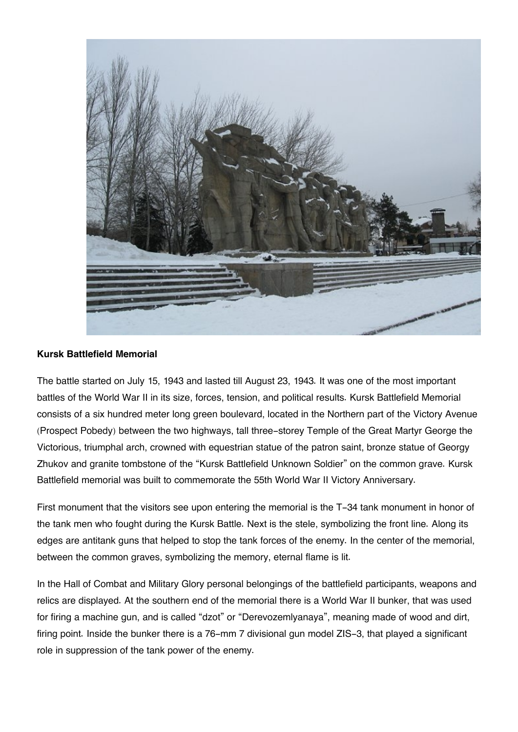**Kursk Battlefield Memorial**

The battle started on July 15, 1943 and lasted till August 23, 1943. It was one of the most important battles of the World War II in its size, forces, tension, and political results. Kursk Battlefield Memorial consists of a six hundred meter long green boulevard, located in the Northern part of the Victory Avenue (Prospect Pobedy) between the two highways, tall three-storey Temple of the Great Martyr George the Victorious, triumphal arch, crowned with equestrian statue of the patron saint, bronze statue of Georgy Zhukov and granite tombstone of the "Kursk Battlefield Unknown Soldier" on the common grave. Kursk Battlefield memorial was built to commemorate the 55th World War II Victory Anniversary.

First monument that the visitors see upon entering the memorial is the T-34 tank monument in honor of the tank men who fought during the Kursk Battle. Next is the stele, symbolizing the front line. Along its edges are antitank guns that helped to stop the tank forces of the enemy. In the center of the memorial, between the common graves, symbolizing the memory, eternal flame is lit.

In the Hall of Combat and Military Glory personal belongings of the battlefield participants, weapons and relics are displayed. At the southern end of the memorial there is a World War II bunker, that was used for firing a machine gun, and is called "dzot" or "Derevozemlyanaya", meaning made of wood and dirt, firing point. Inside the bunker there is a 76-mm 7 divisional gun model ZIS-3, that played a significant role in suppression of the tank power of the enemy.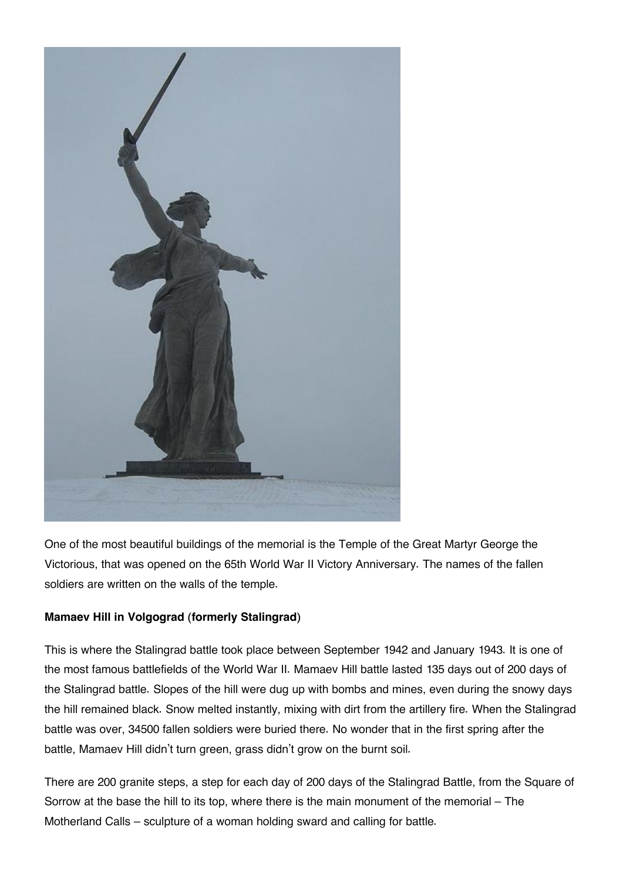One of the most beautiful buildings of the memorial is the Temple of the Great Martyr George the Victorious, that was opened on the 65th World War II Victory Anniversary. The names of the fallen soldiers are written on the walls of the temple.

**Mamaev Hill in Volgograd (formerly Stalingrad)**

This is where the Stalingrad battle took place between September 1942 and January 1943. It is one of the most famous battlefields of the World War II. Mamaev Hill battle lasted 135 days out of 200 days of the Stalingrad battle. Slopes of the hill were dug up with bombs and mines, even during the snowy days the hill remained black. Snow melted instantly, mixing with dirt from the artillery fire. When the Stalingrad battle was over, 34500 fallen soldiers were buried there. No wonder that in the first spring after the battle, Mamaev Hill didn't turn green, grass didn't grow on the burnt soil.

There are 200 granite steps, a step for each day of 200 days of the Stalingrad Battle, from the Square of Sorrow at the base the hill to its top, where there is the main monument of the memorial – The Motherland Calls – sculpture of a woman holding sward and calling for battle.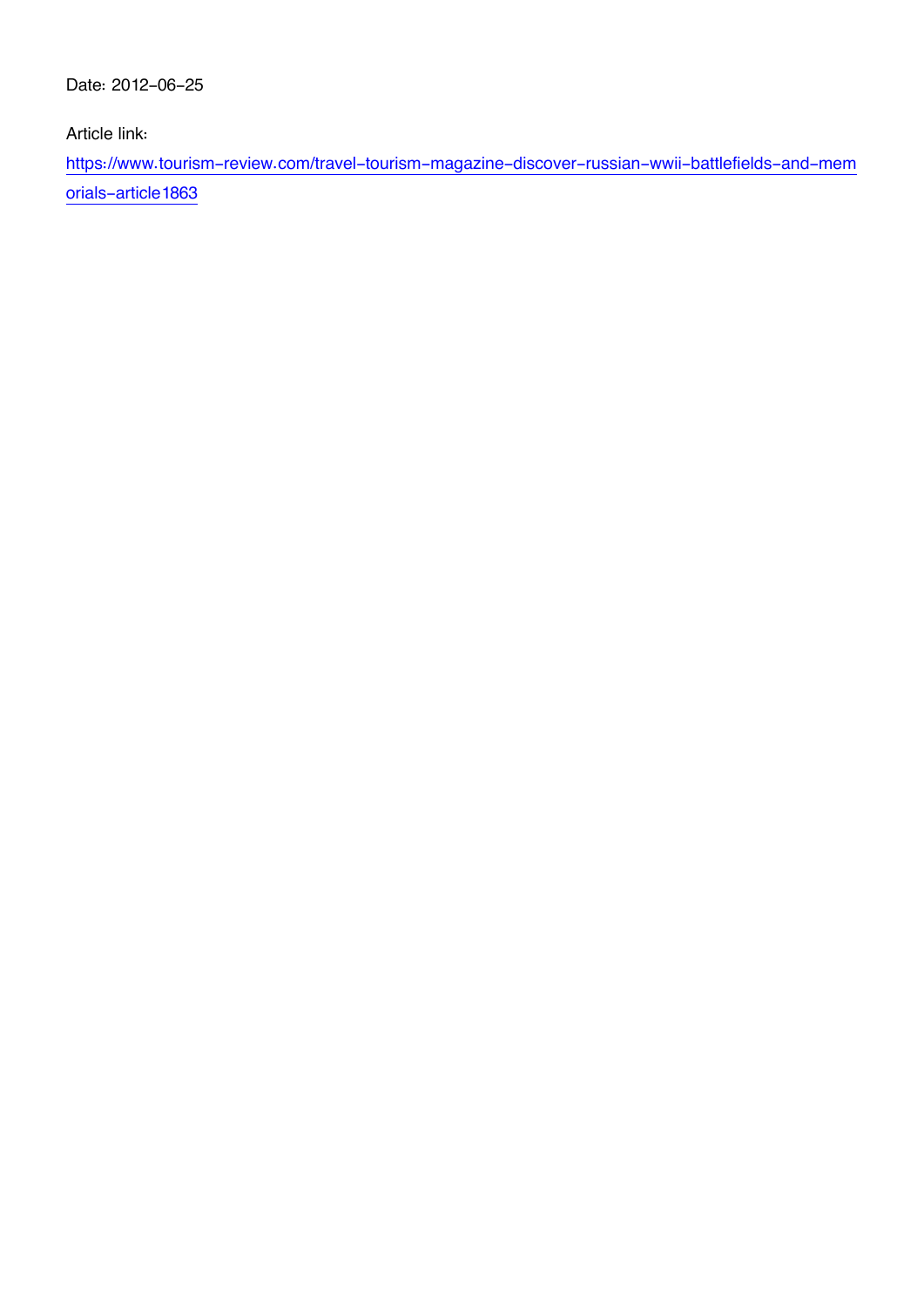Date: 2012-06-25

Article link:

[https://www.tourism-review.com/travel-tourism-magazine-discover-russian-wwii-battlefields-and-memorials-article1863](https://www.tourism-review.com/travel-tourism-magazine-discover-russian-wwii-battlefields-and-memorials-article1863)